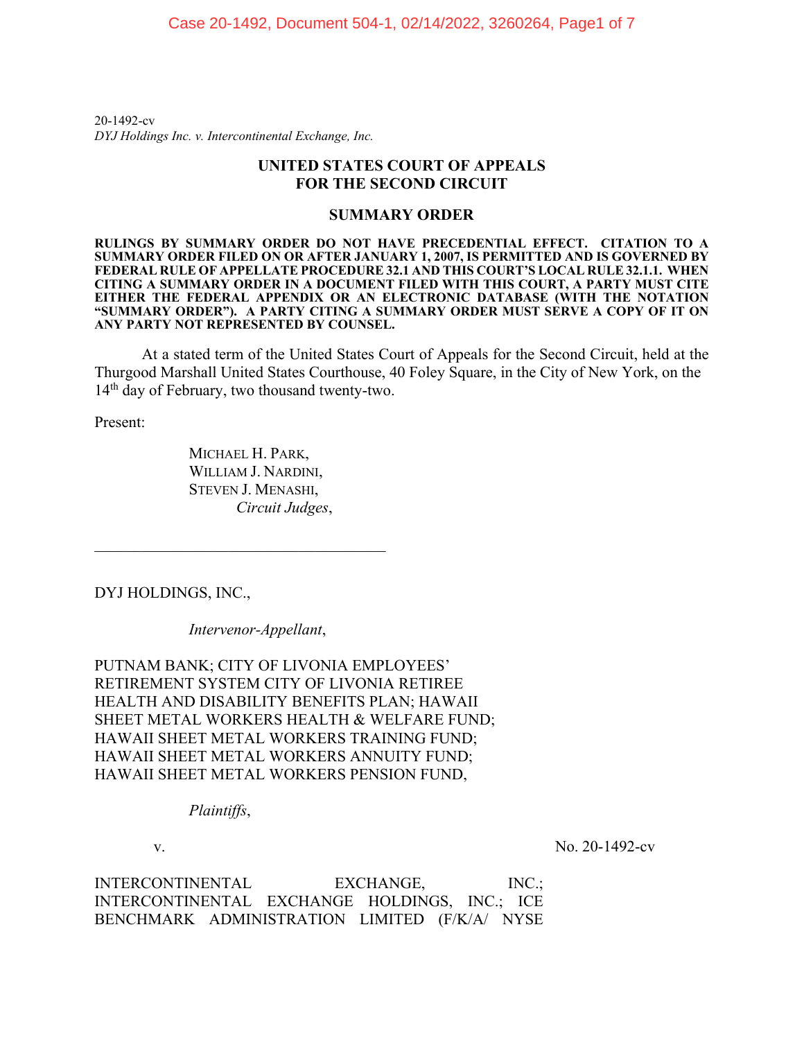20-1492-cv
*DYJ Holdings Inc. v. Intercontinental Exchange, Inc.*

**UNITED STATES COURT OF APPEALS**
**FOR THE SECOND CIRCUIT**

**SUMMARY ORDER**

**RULINGS BY SUMMARY ORDER DO NOT HAVE PRECEDENTIAL EFFECT. CITATION TO A SUMMARY ORDER FILED ON OR AFTER JANUARY 1, 2007, IS PERMITTED AND IS GOVERNED BY FEDERAL RULE OF APPELLATE PROCEDURE 32.1 AND THIS COURT'S LOCAL RULE 32.1.1. WHEN CITING A SUMMARY ORDER IN A DOCUMENT FILED WITH THIS COURT, A PARTY MUST CITE EITHER THE FEDERAL APPENDIX OR AN ELECTRONIC DATABASE (WITH THE NOTATION "SUMMARY ORDER"). A PARTY CITING A SUMMARY ORDER MUST SERVE A COPY OF IT ON ANY PARTY NOT REPRESENTED BY COUNSEL.**

At a stated term of the United States Court of Appeals for the Second Circuit, held at the Thurgood Marshall United States Courthouse, 40 Foley Square, in the City of New York, on the 14th day of February, two thousand twenty-two.

Present:

MICHAEL H. PARK,
WILLIAM J. NARDINI,
STEVEN J. MENASHI,
*Circuit Judges*,

---

DYJ HOLDINGS, INC.,

*Intervenor-Appellant*,

PUTNAM BANK; CITY OF LIVONIA EMPLOYEES' RETIREMENT SYSTEM CITY OF LIVONIA RETIREE HEALTH AND DISABILITY BENEFITS PLAN; HAWAII SHEET METAL WORKERS HEALTH & WELFARE FUND; HAWAII SHEET METAL WORKERS TRAINING FUND; HAWAII SHEET METAL WORKERS ANNUITY FUND; HAWAII SHEET METAL WORKERS PENSION FUND,

*Plaintiffs*,

v. No. 20-1492-cv

INTERCONTINENTAL EXCHANGE, INC.; INTERCONTINENTAL EXCHANGE HOLDINGS, INC.; ICE BENCHMARK ADMINISTRATION LIMITED (F/K/A/ NYSE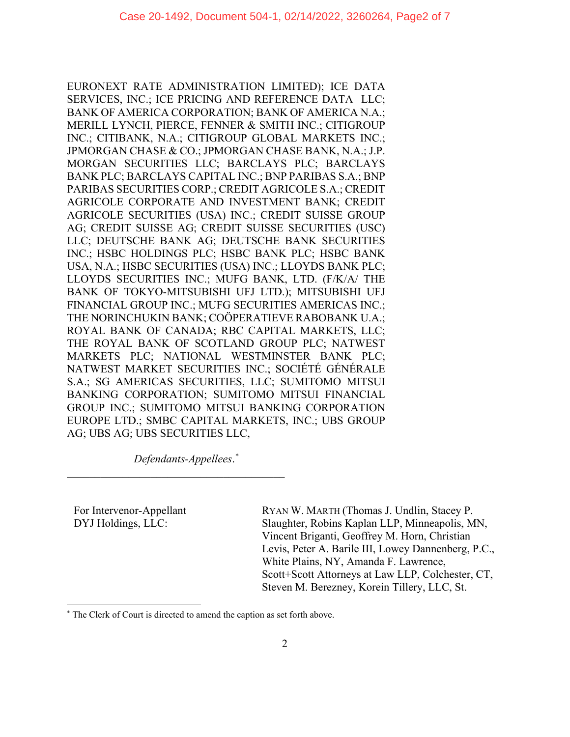EURONEXT RATE ADMINISTRATION LIMITED); ICE DATA SERVICES, INC.; ICE PRICING AND REFERENCE DATA LLC; BANK OF AMERICA CORPORATION; BANK OF AMERICA N.A.; MERILL LYNCH, PIERCE, FENNER & SMITH INC.; CITIGROUP INC.; CITIBANK, N.A.; CITIGROUP GLOBAL MARKETS INC.; JPMORGAN CHASE & CO.; JPMORGAN CHASE BANK, N.A.; J.P. MORGAN SECURITIES LLC; BARCLAYS PLC; BARCLAYS BANK PLC; BARCLAYS CAPITAL INC.; BNP PARIBAS S.A.; BNP PARIBAS SECURITIES CORP.; CREDIT AGRICOLE S.A.; CREDIT AGRICOLE CORPORATE AND INVESTMENT BANK; CREDIT AGRICOLE SECURITIES (USA) INC.; CREDIT SUISSE GROUP AG; CREDIT SUISSE AG; CREDIT SUISSE SECURITIES (USC) LLC; DEUTSCHE BANK AG; DEUTSCHE BANK SECURITIES INC.; HSBC HOLDINGS PLC; HSBC BANK PLC; HSBC BANK USA, N.A.; HSBC SECURITIES (USA) INC.; LLOYDS BANK PLC; LLOYDS SECURITIES INC.; MUFG BANK, LTD. (F/K/A/ THE BANK OF TOKYO-MITSUBISHI UFJ LTD.); MITSUBISHI UFJ FINANCIAL GROUP INC.; MUFG SECURITIES AMERICAS INC.; THE NORINCHUKIN BANK; COÖPERATIEVE RABOBANK U.A.; ROYAL BANK OF CANADA; RBC CAPITAL MARKETS, LLC; THE ROYAL BANK OF SCOTLAND GROUP PLC; NATWEST MARKETS PLC; NATIONAL WESTMINSTER BANK PLC; NATWEST MARKET SECURITIES INC.; SOCIÉTÉ GÉNÉRALE S.A.; SG AMERICAS SECURITIES, LLC; SUMITOMO MITSUI BANKING CORPORATION; SUMITOMO MITSUI FINANCIAL GROUP INC.; SUMITOMO MITSUI BANKING CORPORATION EUROPE LTD.; SMBC CAPITAL MARKETS, INC.; UBS GROUP AG; UBS AG; UBS SECURITIES LLC,

*Defendants-Appellees*.*

---

For Intervenor-Appellant DYJ Holdings, LLC:

RYAN W. MARTH (Thomas J. Undlin, Stacey P. Slaughter, Robins Kaplan LLP, Minneapolis, MN, Vincent Briganti, Geoffrey M. Horn, Christian Levis, Peter A. Barile III, Lowey Dannenberg, P.C., White Plains, NY, Amanda F. Lawrence, Scott+Scott Attorneys at Law LLP, Colchester, CT, Steven M. Berezney, Korein Tillery, LLC, St.

---

* The Clerk of Court is directed to amend the caption as set forth above.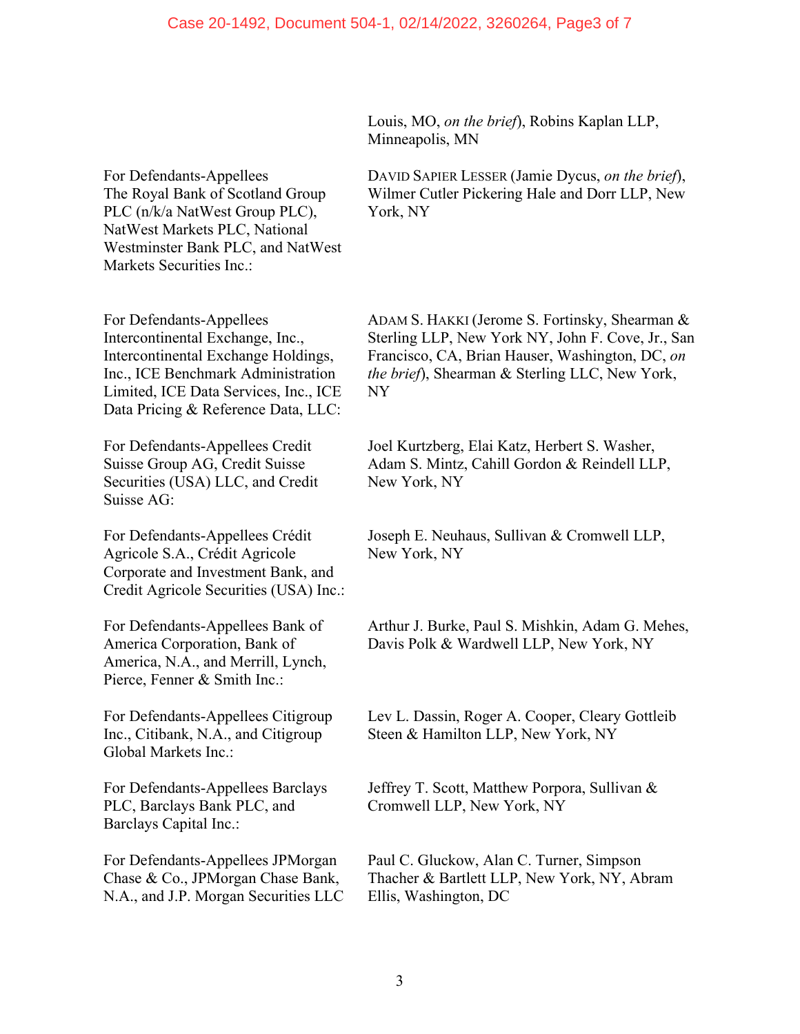Louis, MO, *on the brief*), Robins Kaplan LLP, Minneapolis, MN

For Defendants-Appellees The Royal Bank of Scotland Group PLC (n/k/a NatWest Group PLC), NatWest Markets PLC, National Westminster Bank PLC, and NatWest Markets Securities Inc.:

DAVID SAPIER LESSER (Jamie Dycus, *on the brief*), Wilmer Cutler Pickering Hale and Dorr LLP, New York, NY

For Defendants-Appellees Intercontinental Exchange, Inc., Intercontinental Exchange Holdings, Inc., ICE Benchmark Administration Limited, ICE Data Services, Inc., ICE Data Pricing & Reference Data, LLC:

ADAM S. HAKKI (Jerome S. Fortinsky, Shearman & Sterling LLP, New York NY, John F. Cove, Jr., San Francisco, CA, Brian Hauser, Washington, DC, *on the brief*), Shearman & Sterling LLC, New York, NY

For Defendants-Appellees Credit Suisse Group AG, Credit Suisse Securities (USA) LLC, and Credit Suisse AG:

Joel Kurtzberg, Elai Katz, Herbert S. Washer, Adam S. Mintz, Cahill Gordon & Reindell LLP, New York, NY

For Defendants-Appellees Crédit Agricole S.A., Crédit Agricole Corporate and Investment Bank, and Credit Agricole Securities (USA) Inc.:

Joseph E. Neuhaus, Sullivan & Cromwell LLP, New York, NY

For Defendants-Appellees Bank of America Corporation, Bank of America, N.A., and Merrill, Lynch, Pierce, Fenner & Smith Inc.:

Arthur J. Burke, Paul S. Mishkin, Adam G. Mehes, Davis Polk & Wardwell LLP, New York, NY

For Defendants-Appellees Citigroup Inc., Citibank, N.A., and Citigroup Global Markets Inc.:

Lev L. Dassin, Roger A. Cooper, Cleary Gottlieb Steen & Hamilton LLP, New York, NY

For Defendants-Appellees Barclays PLC, Barclays Bank PLC, and Barclays Capital Inc.:

Jeffrey T. Scott, Matthew Porpora, Sullivan & Cromwell LLP, New York, NY

For Defendants-Appellees JPMorgan Chase & Co., JPMorgan Chase Bank, N.A., and J.P. Morgan Securities LLC

Paul C. Gluckow, Alan C. Turner, Simpson Thacher & Bartlett LLP, New York, NY, Abram Ellis, Washington, DC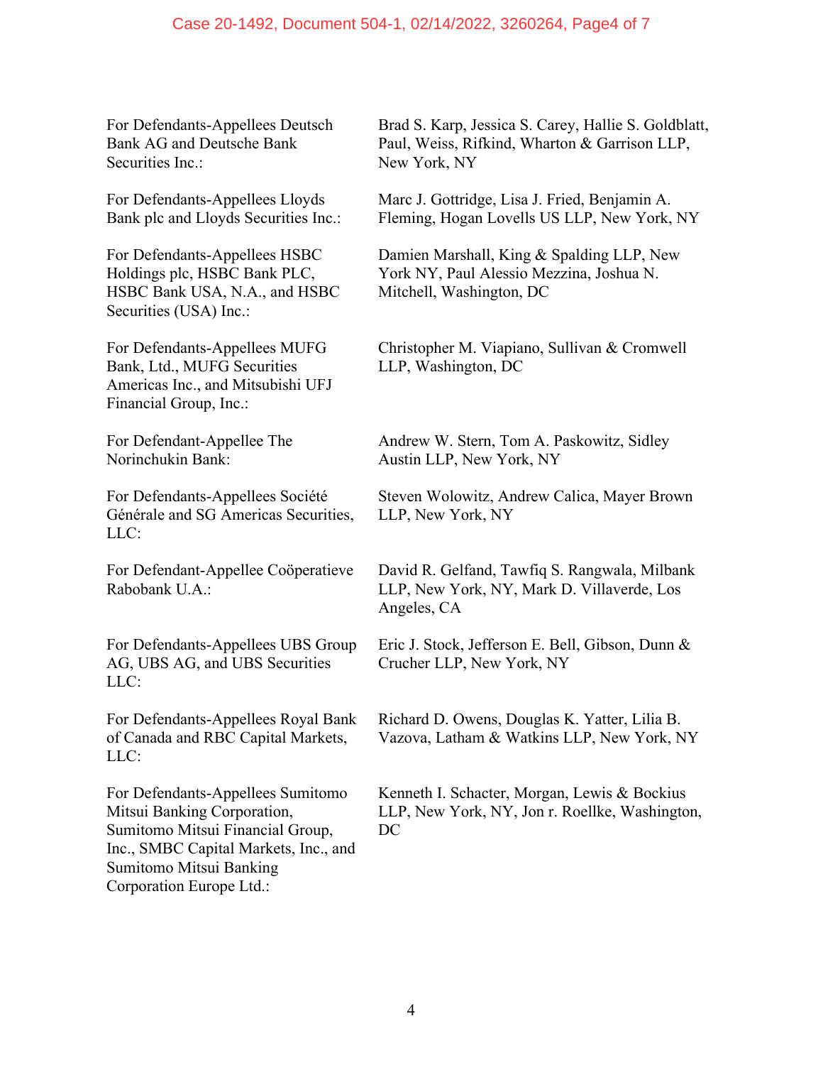| | |
|---|---|
| For Defendants-Appellees Deutsch Bank AG and Deutsche Bank Securities Inc.: | Brad S. Karp, Jessica S. Carey, Hallie S. Goldblatt, Paul, Weiss, Rifkind, Wharton & Garrison LLP, New York, NY |
| For Defendants-Appellees Lloyds Bank plc and Lloyds Securities Inc.: | Marc J. Gottridge, Lisa J. Fried, Benjamin A. Fleming, Hogan Lovells US LLP, New York, NY |
| For Defendants-Appellees HSBC Holdings plc, HSBC Bank PLC, HSBC Bank USA, N.A., and HSBC Securities (USA) Inc.: | Damien Marshall, King & Spalding LLP, New York NY, Paul Alessio Mezzina, Joshua N. Mitchell, Washington, DC |
| For Defendants-Appellees MUFG Bank, Ltd., MUFG Securities Americas Inc., and Mitsubishi UFJ Financial Group, Inc.: | Christopher M. Viapiano, Sullivan & Cromwell LLP, Washington, DC |
| For Defendant-Appellee The Norinchukin Bank: | Andrew W. Stern, Tom A. Paskowitz, Sidley Austin LLP, New York, NY |
| For Defendants-Appellees Société Générale and SG Americas Securities, LLC: | Steven Wolowitz, Andrew Calica, Mayer Brown LLP, New York, NY |
| For Defendant-Appellee Coöperatieve Rabobank U.A.: | David R. Gelfand, Tawfiq S. Rangwala, Milbank LLP, New York, NY, Mark D. Villaverde, Los Angeles, CA |
| For Defendants-Appellees UBS Group AG, UBS AG, and UBS Securities LLC: | Eric J. Stock, Jefferson E. Bell, Gibson, Dunn & Crucher LLP, New York, NY |
| For Defendants-Appellees Royal Bank of Canada and RBC Capital Markets, LLC: | Richard D. Owens, Douglas K. Yatter, Lilia B. Vazova, Latham & Watkins LLP, New York, NY |
| For Defendants-Appellees Sumitomo Mitsui Banking Corporation, Sumitomo Mitsui Financial Group, Inc., SMBC Capital Markets, Inc., and Sumitomo Mitsui Banking Corporation Europe Ltd.: | Kenneth I. Schacter, Morgan, Lewis & Bockius LLP, New York, NY, Jon r. Roellke, Washington, DC |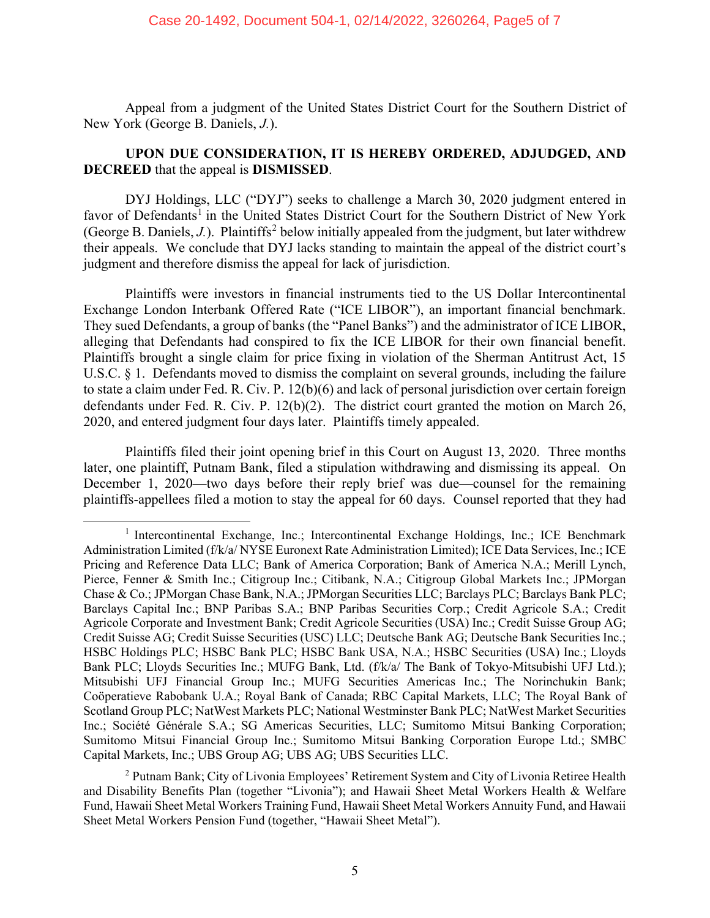Appeal from a judgment of the United States District Court for the Southern District of New York (George B. Daniels, *J.*).

**UPON DUE CONSIDERATION, IT IS HEREBY ORDERED, ADJUDGED, AND DECREED** that the appeal is **DISMISSED**.

DYJ Holdings, LLC ("DYJ") seeks to challenge a March 30, 2020 judgment entered in favor of Defendants[1] in the United States District Court for the Southern District of New York (George B. Daniels, *J.*). Plaintiffs[2] below initially appealed from the judgment, but later withdrew their appeals. We conclude that DYJ lacks standing to maintain the appeal of the district court's judgment and therefore dismiss the appeal for lack of jurisdiction.

Plaintiffs were investors in financial instruments tied to the US Dollar Intercontinental Exchange London Interbank Offered Rate ("ICE LIBOR"), an important financial benchmark. They sued Defendants, a group of banks (the "Panel Banks") and the administrator of ICE LIBOR, alleging that Defendants had conspired to fix the ICE LIBOR for their own financial benefit. Plaintiffs brought a single claim for price fixing in violation of the Sherman Antitrust Act, 15 U.S.C. § 1. Defendants moved to dismiss the complaint on several grounds, including the failure to state a claim under Fed. R. Civ. P. 12(b)(6) and lack of personal jurisdiction over certain foreign defendants under Fed. R. Civ. P. 12(b)(2). The district court granted the motion on March 26, 2020, and entered judgment four days later. Plaintiffs timely appealed.

Plaintiffs filed their joint opening brief in this Court on August 13, 2020. Three months later, one plaintiff, Putnam Bank, filed a stipulation withdrawing and dismissing its appeal. On December 1, 2020—two days before their reply brief was due—counsel for the remaining plaintiffs-appellees filed a motion to stay the appeal for 60 days. Counsel reported that they had

---

[1] Intercontinental Exchange, Inc.; Intercontinental Exchange Holdings, Inc.; ICE Benchmark Administration Limited (f/k/a/ NYSE Euronext Rate Administration Limited); ICE Data Services, Inc.; ICE Pricing and Reference Data LLC; Bank of America Corporation; Bank of America N.A.; Merill Lynch, Pierce, Fenner & Smith Inc.; Citigroup Inc.; Citibank, N.A.; Citigroup Global Markets Inc.; JPMorgan Chase & Co.; JPMorgan Chase Bank, N.A.; JPMorgan Securities LLC; Barclays PLC; Barclays Bank PLC; Barclays Capital Inc.; BNP Paribas S.A.; BNP Paribas Securities Corp.; Credit Agricole S.A.; Credit Agricole Corporate and Investment Bank; Credit Agricole Securities (USA) Inc.; Credit Suisse Group AG; Credit Suisse AG; Credit Suisse Securities (USC) LLC; Deutsche Bank AG; Deutsche Bank Securities Inc.; HSBC Holdings PLC; HSBC Bank PLC; HSBC Bank USA, N.A.; HSBC Securities (USA) Inc.; Lloyds Bank PLC; Lloyds Securities Inc.; MUFG Bank, Ltd. (f/k/a/ The Bank of Tokyo-Mitsubishi UFJ Ltd.); Mitsubishi UFJ Financial Group Inc.; MUFG Securities Americas Inc.; The Norinchukin Bank; Coöperatieve Rabobank U.A.; Royal Bank of Canada; RBC Capital Markets, LLC; The Royal Bank of Scotland Group PLC; NatWest Markets PLC; National Westminster Bank PLC; NatWest Market Securities Inc.; Société Générale S.A.; SG Americas Securities, LLC; Sumitomo Mitsui Banking Corporation; Sumitomo Mitsui Financial Group Inc.; Sumitomo Mitsui Banking Corporation Europe Ltd.; SMBC Capital Markets, Inc.; UBS Group AG; UBS AG; UBS Securities LLC.

[2] Putnam Bank; City of Livonia Employees' Retirement System and City of Livonia Retiree Health and Disability Benefits Plan (together "Livonia"); and Hawaii Sheet Metal Workers Health & Welfare Fund, Hawaii Sheet Metal Workers Training Fund, Hawaii Sheet Metal Workers Annuity Fund, and Hawaii Sheet Metal Workers Pension Fund (together, "Hawaii Sheet Metal").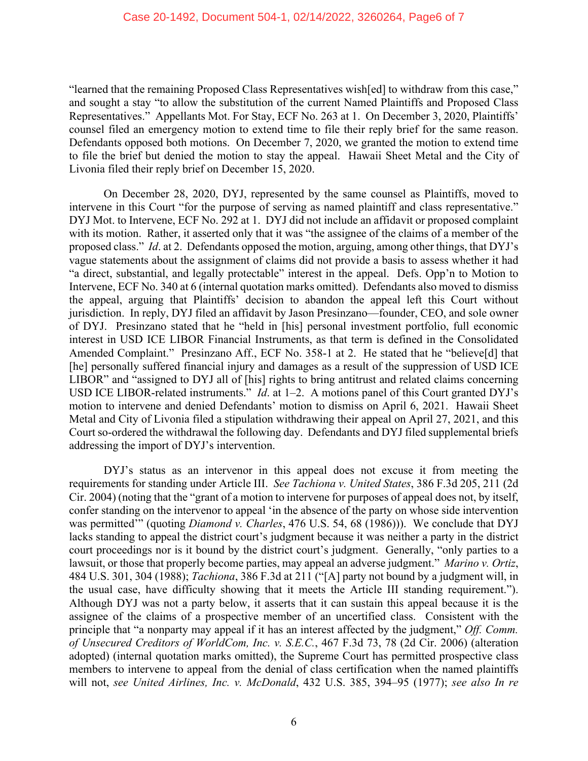"learned that the remaining Proposed Class Representatives wish[ed] to withdraw from this case," and sought a stay "to allow the substitution of the current Named Plaintiffs and Proposed Class Representatives." Appellants Mot. For Stay, ECF No. 263 at 1. On December 3, 2020, Plaintiffs' counsel filed an emergency motion to extend time to file their reply brief for the same reason. Defendants opposed both motions. On December 7, 2020, we granted the motion to extend time to file the brief but denied the motion to stay the appeal. Hawaii Sheet Metal and the City of Livonia filed their reply brief on December 15, 2020.

On December 28, 2020, DYJ, represented by the same counsel as Plaintiffs, moved to intervene in this Court "for the purpose of serving as named plaintiff and class representative." DYJ Mot. to Intervene, ECF No. 292 at 1. DYJ did not include an affidavit or proposed complaint with its motion. Rather, it asserted only that it was "the assignee of the claims of a member of the proposed class." *Id*. at 2. Defendants opposed the motion, arguing, among other things, that DYJ's vague statements about the assignment of claims did not provide a basis to assess whether it had "a direct, substantial, and legally protectable" interest in the appeal. Defs. Opp'n to Motion to Intervene, ECF No. 340 at 6 (internal quotation marks omitted). Defendants also moved to dismiss the appeal, arguing that Plaintiffs' decision to abandon the appeal left this Court without jurisdiction. In reply, DYJ filed an affidavit by Jason Presinzano—founder, CEO, and sole owner of DYJ. Presinzano stated that he "held in [his] personal investment portfolio, full economic interest in USD ICE LIBOR Financial Instruments, as that term is defined in the Consolidated Amended Complaint." Presinzano Aff., ECF No. 358-1 at 2. He stated that he "believe[d] that [he] personally suffered financial injury and damages as a result of the suppression of USD ICE LIBOR" and "assigned to DYJ all of [his] rights to bring antitrust and related claims concerning USD ICE LIBOR-related instruments." *Id*. at 1–2. A motions panel of this Court granted DYJ's motion to intervene and denied Defendants' motion to dismiss on April 6, 2021. Hawaii Sheet Metal and City of Livonia filed a stipulation withdrawing their appeal on April 27, 2021, and this Court so-ordered the withdrawal the following day. Defendants and DYJ filed supplemental briefs addressing the import of DYJ's intervention.

DYJ's status as an intervenor in this appeal does not excuse it from meeting the requirements for standing under Article III. *See Tachiona v. United States*, 386 F.3d 205, 211 (2d Cir. 2004) (noting that the "grant of a motion to intervene for purposes of appeal does not, by itself, confer standing on the intervenor to appeal 'in the absence of the party on whose side intervention was permitted'" (quoting *Diamond v. Charles*, 476 U.S. 54, 68 (1986))). We conclude that DYJ lacks standing to appeal the district court's judgment because it was neither a party in the district court proceedings nor is it bound by the district court's judgment. Generally, "only parties to a lawsuit, or those that properly become parties, may appeal an adverse judgment." *Marino v. Ortiz*, 484 U.S. 301, 304 (1988); *Tachiona*, 386 F.3d at 211 ("[A] party not bound by a judgment will, in the usual case, have difficulty showing that it meets the Article III standing requirement."). Although DYJ was not a party below, it asserts that it can sustain this appeal because it is the assignee of the claims of a prospective member of an uncertified class. Consistent with the principle that "a nonparty may appeal if it has an interest affected by the judgment," *Off. Comm. of Unsecured Creditors of WorldCom, Inc. v. S.E.C.*, 467 F.3d 73, 78 (2d Cir. 2006) (alteration adopted) (internal quotation marks omitted), the Supreme Court has permitted prospective class members to intervene to appeal from the denial of class certification when the named plaintiffs will not, *see United Airlines, Inc. v. McDonald*, 432 U.S. 385, 394–95 (1977); *see also In re*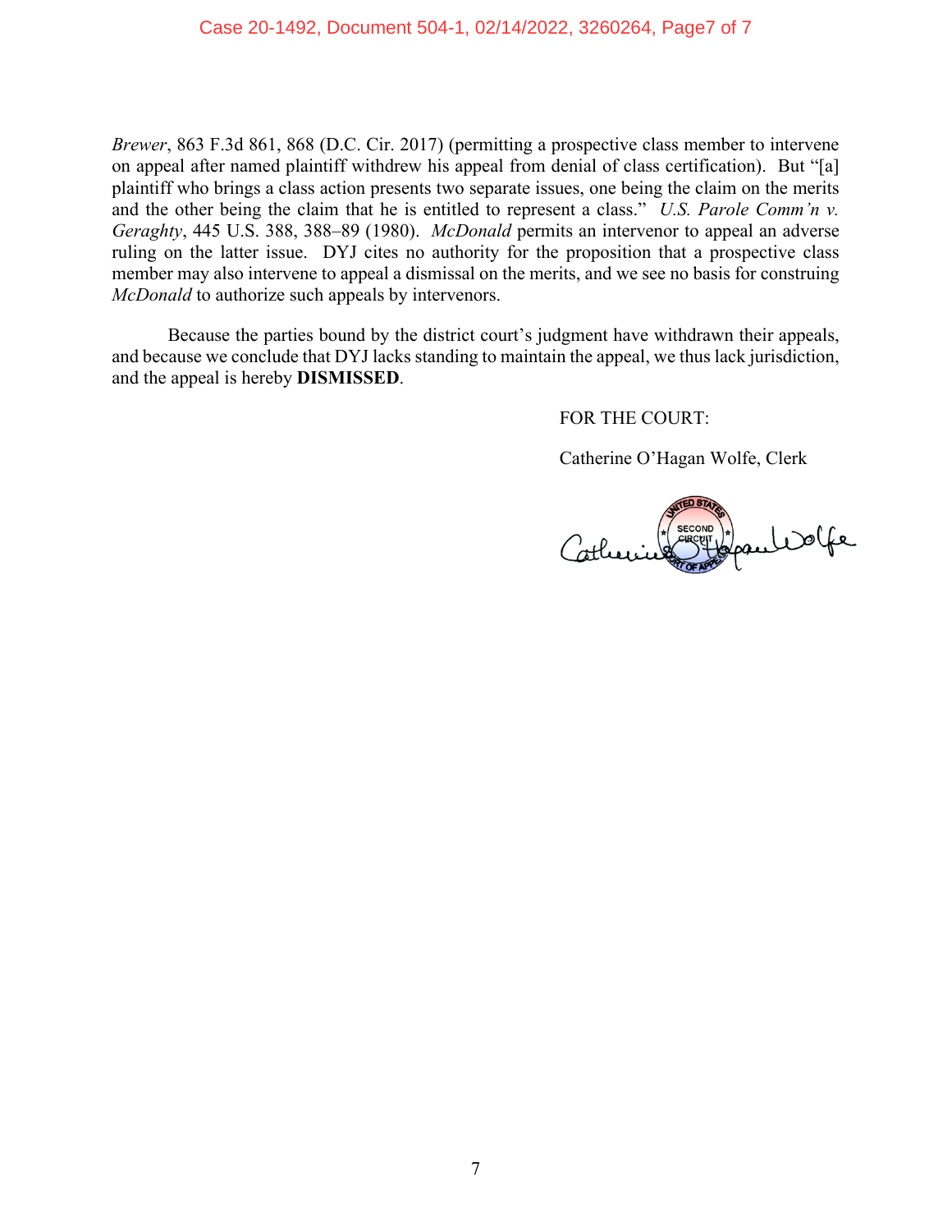*Brewer*, 863 F.3d 861, 868 (D.C. Cir. 2017) (permitting a prospective class member to intervene on appeal after named plaintiff withdrew his appeal from denial of class certification). But "[a] plaintiff who brings a class action presents two separate issues, one being the claim on the merits and the other being the claim that he is entitled to represent a class." *U.S. Parole Comm'n v. Geraghty*, 445 U.S. 388, 388–89 (1980). *McDonald* permits an intervenor to appeal an adverse ruling on the latter issue. DYJ cites no authority for the proposition that a prospective class member may also intervene to appeal a dismissal on the merits, and we see no basis for construing *McDonald* to authorize such appeals by intervenors.

Because the parties bound by the district court's judgment have withdrawn their appeals, and because we conclude that DYJ lacks standing to maintain the appeal, we thus lack jurisdiction, and the appeal is hereby **DISMISSED**.

FOR THE COURT:

Catherine O'Hagan Wolfe, Clerk